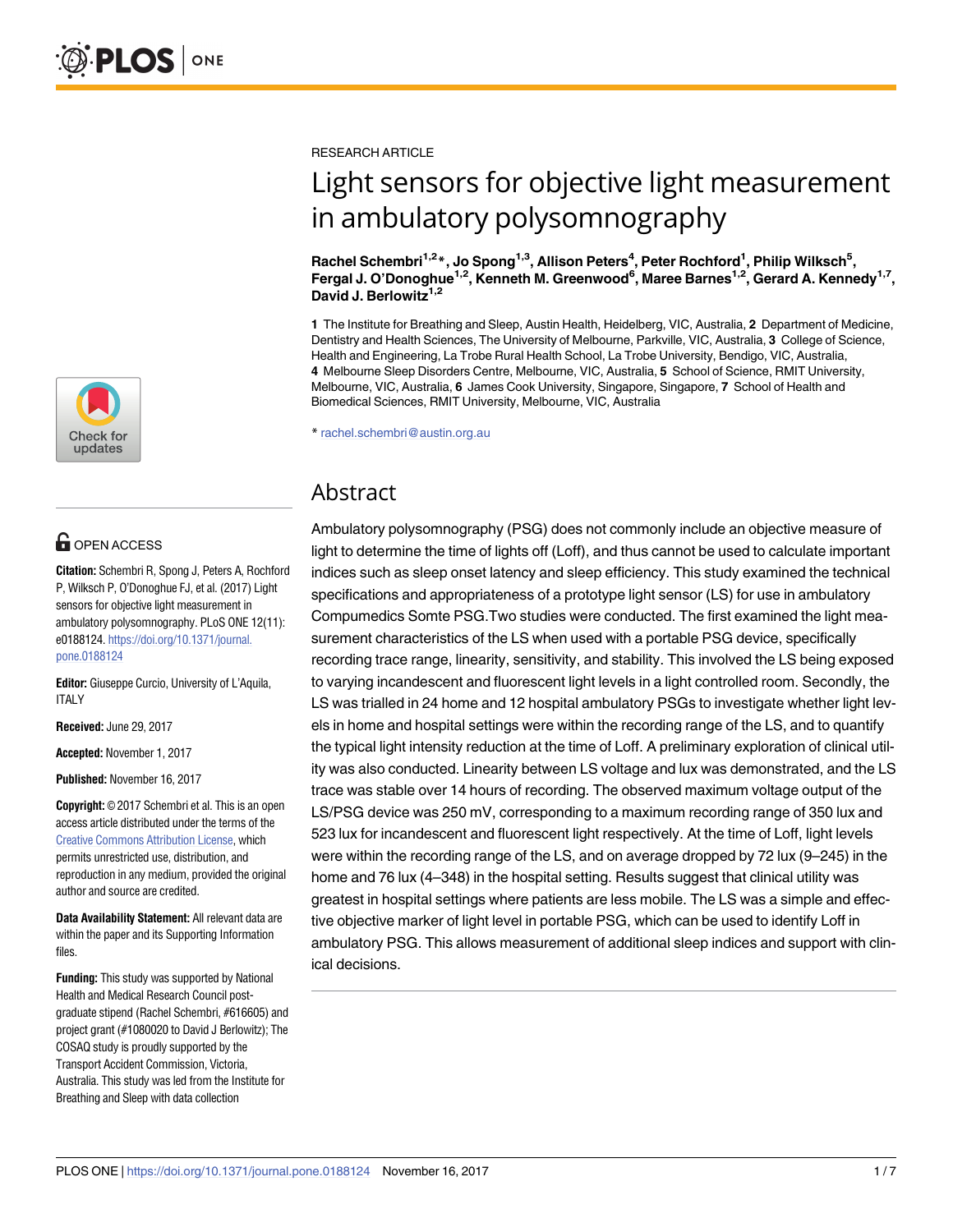RESEARCH ARTICLE

# Light sensors for objective light measurement in ambulatory polysomnography

**Rachel Schembri[1,2]\*, Jo Spong[1,3], Allison Peters[4], Peter Rochford[1], Philip Wilksch[5], Fergal J. O'Donoghue[1,2], Kenneth M. Greenwood[6], Maree Barnes[1,2], Gerard A. Kennedy[1,7], David J. Berlowitz[1,2]**

**1** The Institute for Breathing and Sleep, Austin Health, Heidelberg, VIC, Australia, **2** Department of Medicine, Dentistry and Health Sciences, The University of Melbourne, Parkville, VIC, Australia, **3** College of Science, Health and Engineering, La Trobe Rural Health School, La Trobe University, Bendigo, VIC, Australia, **4** Melbourne Sleep Disorders Centre, Melbourne, VIC, Australia, **5** School of Science, RMIT University, Melbourne, VIC, Australia, **6** James Cook University, Singapore, Singapore, **7** School of Health and Biomedical Sciences, RMIT University, Melbourne, VIC, Australia

\* rachel.schembri@austin.org.au

OPEN ACCESS

**Citation:** Schembri R, Spong J, Peters A, Rochford P, Wilksch P, O'Donoghue FJ, et al. (2017) Light sensors for objective light measurement in ambulatory polysomnography. PLoS ONE 12(11): e0188124. https://doi.org/10.1371/journal.pone.0188124

**Editor:** Giuseppe Curcio, University of L'Aquila, ITALY

**Received:** June 29, 2017

**Accepted:** November 1, 2017

**Published:** November 16, 2017

**Copyright:** © 2017 Schembri et al. This is an open access article distributed under the terms of the Creative Commons Attribution License, which permits unrestricted use, distribution, and reproduction in any medium, provided the original author and source are credited.

**Data Availability Statement:** All relevant data are within the paper and its Supporting Information files.

**Funding:** This study was supported by National Health and Medical Research Council post-graduate stipend (Rachel Schembri, #616605) and project grant (#1080020 to David J Berlowitz); The COSAQ study is proudly supported by the Transport Accident Commission, Victoria, Australia. This study was led from the Institute for Breathing and Sleep with data collection

## Abstract

Ambulatory polysomnography (PSG) does not commonly include an objective measure of light to determine the time of lights off (Loff), and thus cannot be used to calculate important indices such as sleep onset latency and sleep efficiency. This study examined the technical specifications and appropriateness of a prototype light sensor (LS) for use in ambulatory Compumedics Somte PSG.Two studies were conducted. The first examined the light measurement characteristics of the LS when used with a portable PSG device, specifically recording trace range, linearity, sensitivity, and stability. This involved the LS being exposed to varying incandescent and fluorescent light levels in a light controlled room. Secondly, the LS was trialled in 24 home and 12 hospital ambulatory PSGs to investigate whether light levels in home and hospital settings were within the recording range of the LS, and to quantify the typical light intensity reduction at the time of Loff. A preliminary exploration of clinical utility was also conducted. Linearity between LS voltage and lux was demonstrated, and the LS trace was stable over 14 hours of recording. The observed maximum voltage output of the LS/PSG device was 250 mV, corresponding to a maximum recording range of 350 lux and 523 lux for incandescent and fluorescent light respectively. At the time of Loff, light levels were within the recording range of the LS, and on average dropped by 72 lux (9–245) in the home and 76 lux (4–348) in the hospital setting. Results suggest that clinical utility was greatest in hospital settings where patients are less mobile. The LS was a simple and effective objective marker of light level in portable PSG, which can be used to identify Loff in ambulatory PSG. This allows measurement of additional sleep indices and support with clinical decisions.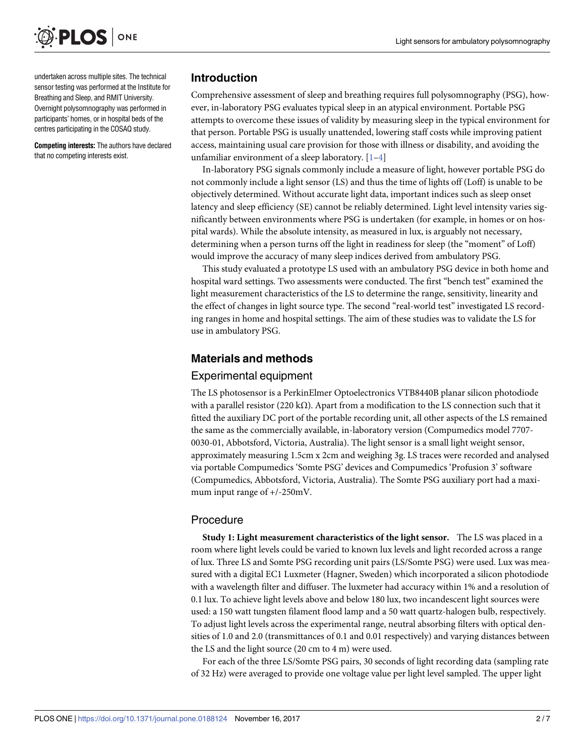undertaken across multiple sites. The technical sensor testing was performed at the Institute for Breathing and Sleep, and RMIT University. Overnight polysomnography was performed in participants' homes, or in hospital beds of the centres participating in the COSAQ study.

**Competing interests:** The authors have declared that no competing interests exist.

## Introduction

Comprehensive assessment of sleep and breathing requires full polysomnography (PSG), however, in-laboratory PSG evaluates typical sleep in an atypical environment. Portable PSG attempts to overcome these issues of validity by measuring sleep in the typical environment for that person. Portable PSG is usually unattended, lowering staff costs while improving patient access, maintaining usual care provision for those with illness or disability, and avoiding the unfamiliar environment of a sleep laboratory. [1–4]

In-laboratory PSG signals commonly include a measure of light, however portable PSG do not commonly include a light sensor (LS) and thus the time of lights off (Loff) is unable to be objectively determined. Without accurate light data, important indices such as sleep onset latency and sleep efficiency (SE) cannot be reliably determined. Light level intensity varies significantly between environments where PSG is undertaken (for example, in homes or on hospital wards). While the absolute intensity, as measured in lux, is arguably not necessary, determining when a person turns off the light in readiness for sleep (the "moment" of Loff) would improve the accuracy of many sleep indices derived from ambulatory PSG.

This study evaluated a prototype LS used with an ambulatory PSG device in both home and hospital ward settings. Two assessments were conducted. The first "bench test" examined the light measurement characteristics of the LS to determine the range, sensitivity, linearity and the effect of changes in light source type. The second "real-world test" investigated LS recording ranges in home and hospital settings. The aim of these studies was to validate the LS for use in ambulatory PSG.

## Materials and methods

### Experimental equipment

The LS photosensor is a PerkinElmer Optoelectronics VTB8440B planar silicon photodiode with a parallel resistor (220 kΩ). Apart from a modification to the LS connection such that it fitted the auxiliary DC port of the portable recording unit, all other aspects of the LS remained the same as the commercially available, in-laboratory version (Compumedics model 7707-0030-01, Abbotsford, Victoria, Australia). The light sensor is a small light weight sensor, approximately measuring 1.5cm x 2cm and weighing 3g. LS traces were recorded and analysed via portable Compumedics 'Somte PSG' devices and Compumedics 'Profusion 3' software (Compumedics, Abbotsford, Victoria, Australia). The Somte PSG auxiliary port had a maximum input range of +/-250mV.

### Procedure

**Study 1: Light measurement characteristics of the light sensor.** The LS was placed in a room where light levels could be varied to known lux levels and light recorded across a range of lux. Three LS and Somte PSG recording unit pairs (LS/Somte PSG) were used. Lux was measured with a digital EC1 Luxmeter (Hagner, Sweden) which incorporated a silicon photodiode with a wavelength filter and diffuser. The luxmeter had accuracy within 1% and a resolution of 0.1 lux. To achieve light levels above and below 180 lux, two incandescent light sources were used: a 150 watt tungsten filament flood lamp and a 50 watt quartz-halogen bulb, respectively. To adjust light levels across the experimental range, neutral absorbing filters with optical densities of 1.0 and 2.0 (transmittances of 0.1 and 0.01 respectively) and varying distances between the LS and the light source (20 cm to 4 m) were used.

For each of the three LS/Somte PSG pairs, 30 seconds of light recording data (sampling rate of 32 Hz) were averaged to provide one voltage value per light level sampled. The upper light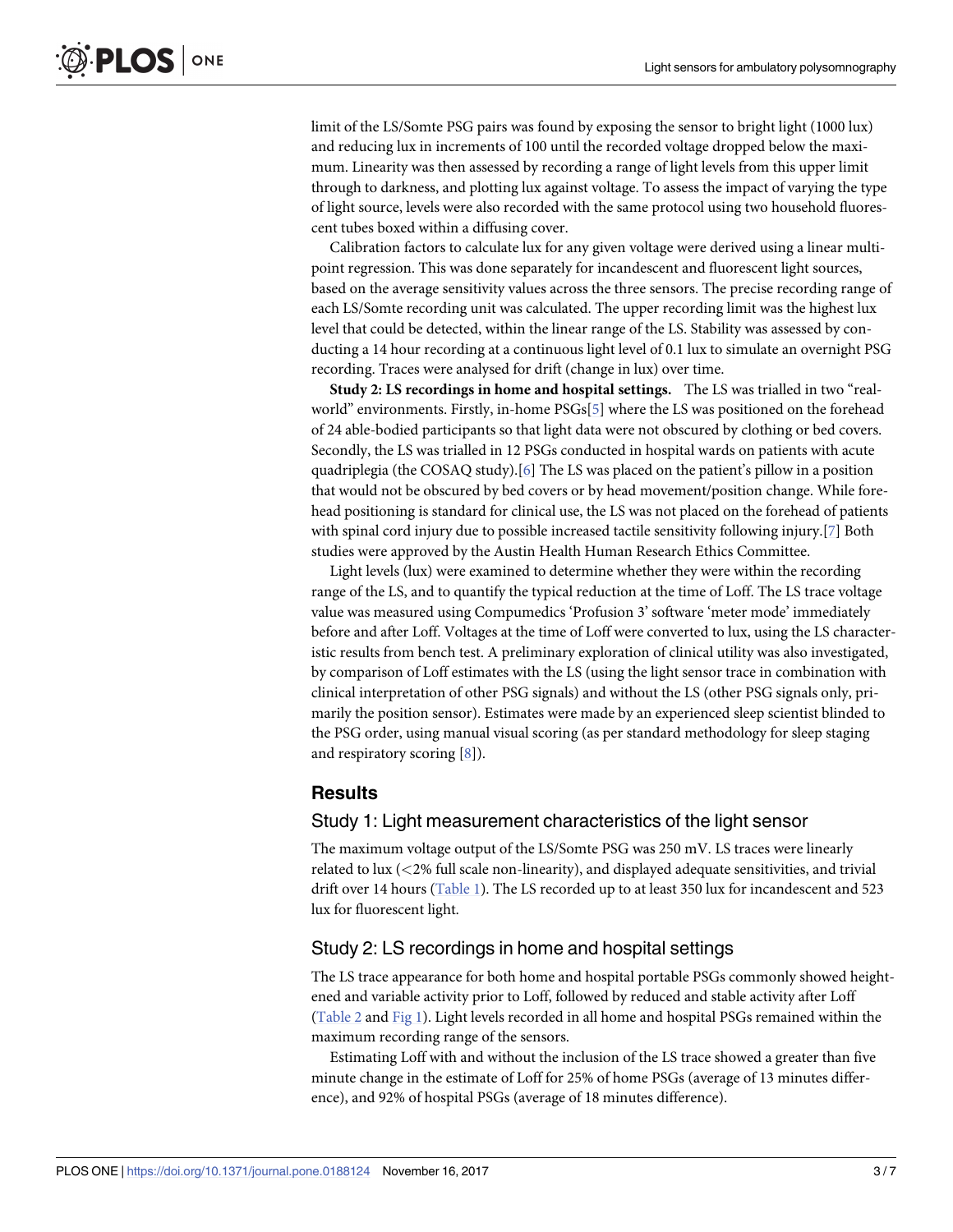limit of the LS/Somte PSG pairs was found by exposing the sensor to bright light (1000 lux) and reducing lux in increments of 100 until the recorded voltage dropped below the maximum. Linearity was then assessed by recording a range of light levels from this upper limit through to darkness, and plotting lux against voltage. To assess the impact of varying the type of light source, levels were also recorded with the same protocol using two household fluorescent tubes boxed within a diffusing cover.

Calibration factors to calculate lux for any given voltage were derived using a linear multipoint regression. This was done separately for incandescent and fluorescent light sources, based on the average sensitivity values across the three sensors. The precise recording range of each LS/Somte recording unit was calculated. The upper recording limit was the highest lux level that could be detected, within the linear range of the LS. Stability was assessed by conducting a 14 hour recording at a continuous light level of 0.1 lux to simulate an overnight PSG recording. Traces were analysed for drift (change in lux) over time.

**Study 2: LS recordings in home and hospital settings.** The LS was trialled in two "real-world" environments. Firstly, in-home PSGs[5] where the LS was positioned on the forehead of 24 able-bodied participants so that light data were not obscured by clothing or bed covers. Secondly, the LS was trialled in 12 PSGs conducted in hospital wards on patients with acute quadriplegia (the COSAQ study).[6] The LS was placed on the patient's pillow in a position that would not be obscured by bed covers or by head movement/position change. While forehead positioning is standard for clinical use, the LS was not placed on the forehead of patients with spinal cord injury due to possible increased tactile sensitivity following injury.[7] Both studies were approved by the Austin Health Human Research Ethics Committee.

Light levels (lux) were examined to determine whether they were within the recording range of the LS, and to quantify the typical reduction at the time of Loff. The LS trace voltage value was measured using Compumedics 'Profusion 3' software 'meter mode' immediately before and after Loff. Voltages at the time of Loff were converted to lux, using the LS characteristic results from bench test. A preliminary exploration of clinical utility was also investigated, by comparison of Loff estimates with the LS (using the light sensor trace in combination with clinical interpretation of other PSG signals) and without the LS (other PSG signals only, primarily the position sensor). Estimates were made by an experienced sleep scientist blinded to the PSG order, using manual visual scoring (as per standard methodology for sleep staging and respiratory scoring [8]).

## Results

### Study 1: Light measurement characteristics of the light sensor

The maximum voltage output of the LS/Somte PSG was 250 mV. LS traces were linearly related to lux (<2% full scale non-linearity), and displayed adequate sensitivities, and trivial drift over 14 hours (Table 1). The LS recorded up to at least 350 lux for incandescent and 523 lux for fluorescent light.

### Study 2: LS recordings in home and hospital settings

The LS trace appearance for both home and hospital portable PSGs commonly showed heightened and variable activity prior to Loff, followed by reduced and stable activity after Loff (Table 2 and Fig 1). Light levels recorded in all home and hospital PSGs remained within the maximum recording range of the sensors.

Estimating Loff with and without the inclusion of the LS trace showed a greater than five minute change in the estimate of Loff for 25% of home PSGs (average of 13 minutes difference), and 92% of hospital PSGs (average of 18 minutes difference).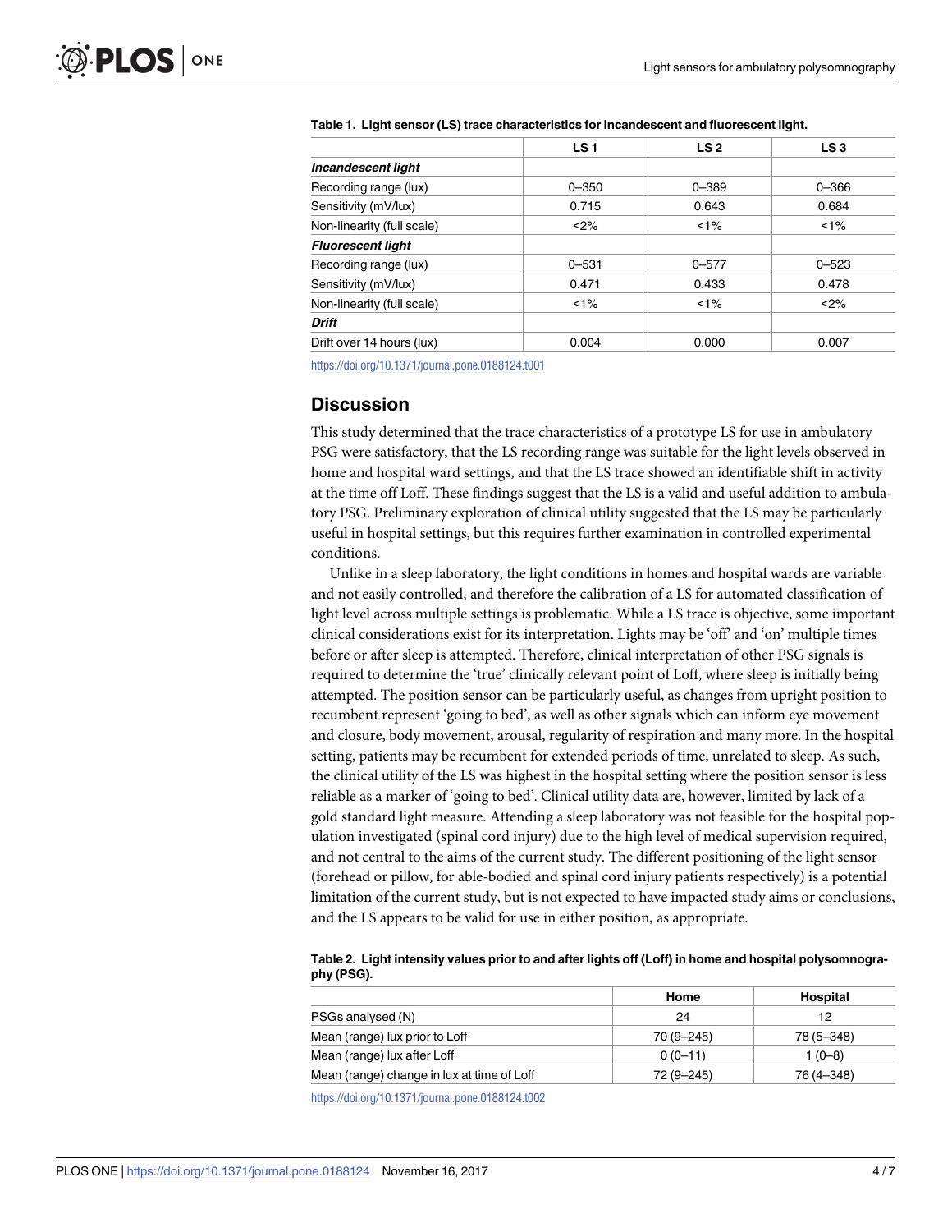**Table 1. Light sensor (LS) trace characteristics for incandescent and fluorescent light.**

| | LS 1 | LS 2 | LS 3 |
|---|---|---|---|
| ***Incandescent light*** | | | |
| Recording range (lux) | 0–350 | 0–389 | 0–366 |
| Sensitivity (mV/lux) | 0.715 | 0.643 | 0.684 |
| Non-linearity (full scale) | <2% | <1% | <1% |
| ***Fluorescent light*** | | | |
| Recording range (lux) | 0–531 | 0–577 | 0–523 |
| Sensitivity (mV/lux) | 0.471 | 0.433 | 0.478 |
| Non-linearity (full scale) | <1% | <1% | <2% |
| ***Drift*** | | | |
| Drift over 14 hours (lux) | 0.004 | 0.000 | 0.007 |

https://doi.org/10.1371/journal.pone.0188124.t001

## Discussion

This study determined that the trace characteristics of a prototype LS for use in ambulatory PSG were satisfactory, that the LS recording range was suitable for the light levels observed in home and hospital ward settings, and that the LS trace showed an identifiable shift in activity at the time off Loff. These findings suggest that the LS is a valid and useful addition to ambulatory PSG. Preliminary exploration of clinical utility suggested that the LS may be particularly useful in hospital settings, but this requires further examination in controlled experimental conditions.

Unlike in a sleep laboratory, the light conditions in homes and hospital wards are variable and not easily controlled, and therefore the calibration of a LS for automated classification of light level across multiple settings is problematic. While a LS trace is objective, some important clinical considerations exist for its interpretation. Lights may be 'off' and 'on' multiple times before or after sleep is attempted. Therefore, clinical interpretation of other PSG signals is required to determine the 'true' clinically relevant point of Loff, where sleep is initially being attempted. The position sensor can be particularly useful, as changes from upright position to recumbent represent 'going to bed', as well as other signals which can inform eye movement and closure, body movement, arousal, regularity of respiration and many more. In the hospital setting, patients may be recumbent for extended periods of time, unrelated to sleep. As such, the clinical utility of the LS was highest in the hospital setting where the position sensor is less reliable as a marker of 'going to bed'. Clinical utility data are, however, limited by lack of a gold standard light measure. Attending a sleep laboratory was not feasible for the hospital population investigated (spinal cord injury) due to the high level of medical supervision required, and not central to the aims of the current study. The different positioning of the light sensor (forehead or pillow, for able-bodied and spinal cord injury patients respectively) is a potential limitation of the current study, but is not expected to have impacted study aims or conclusions, and the LS appears to be valid for use in either position, as appropriate.

**Table 2. Light intensity values prior to and after lights off (Loff) in home and hospital polysomnography (PSG).**

| | Home | Hospital |
|---|---|---|
| PSGs analysed (N) | 24 | 12 |
| Mean (range) lux prior to Loff | 70 (9–245) | 78 (5–348) |
| Mean (range) lux after Loff | 0 (0–11) | 1 (0–8) |
| Mean (range) change in lux at time of Loff | 72 (9–245) | 76 (4–348) |

https://doi.org/10.1371/journal.pone.0188124.t002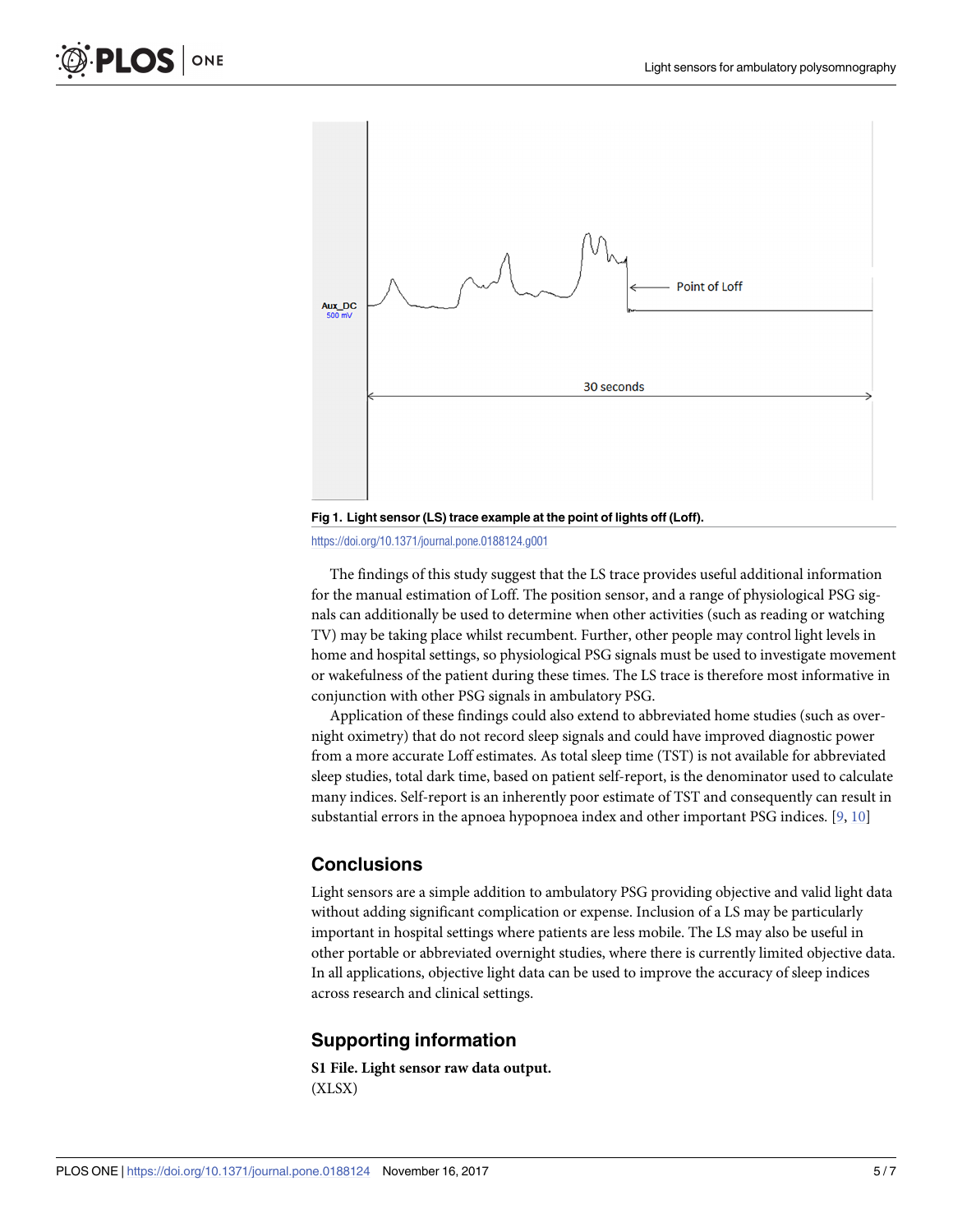**Fig 1. Light sensor (LS) trace example at the point of lights off (Loff).**

https://doi.org/10.1371/journal.pone.0188124.g001

The findings of this study suggest that the LS trace provides useful additional information for the manual estimation of Loff. The position sensor, and a range of physiological PSG signals can additionally be used to determine when other activities (such as reading or watching TV) may be taking place whilst recumbent. Further, other people may control light levels in home and hospital settings, so physiological PSG signals must be used to investigate movement or wakefulness of the patient during these times. The LS trace is therefore most informative in conjunction with other PSG signals in ambulatory PSG.

Application of these findings could also extend to abbreviated home studies (such as overnight oximetry) that do not record sleep signals and could have improved diagnostic power from a more accurate Loff estimates. As total sleep time (TST) is not available for abbreviated sleep studies, total dark time, based on patient self-report, is the denominator used to calculate many indices. Self-report is an inherently poor estimate of TST and consequently can result in substantial errors in the apnoea hypopnoea index and other important PSG indices. [9, 10]

## Conclusions

Light sensors are a simple addition to ambulatory PSG providing objective and valid light data without adding significant complication or expense. Inclusion of a LS may be particularly important in hospital settings where patients are less mobile. The LS may also be useful in other portable or abbreviated overnight studies, where there is currently limited objective data. In all applications, objective light data can be used to improve the accuracy of sleep indices across research and clinical settings.

## Supporting information

**S1 File. Light sensor raw data output.**
(XLSX)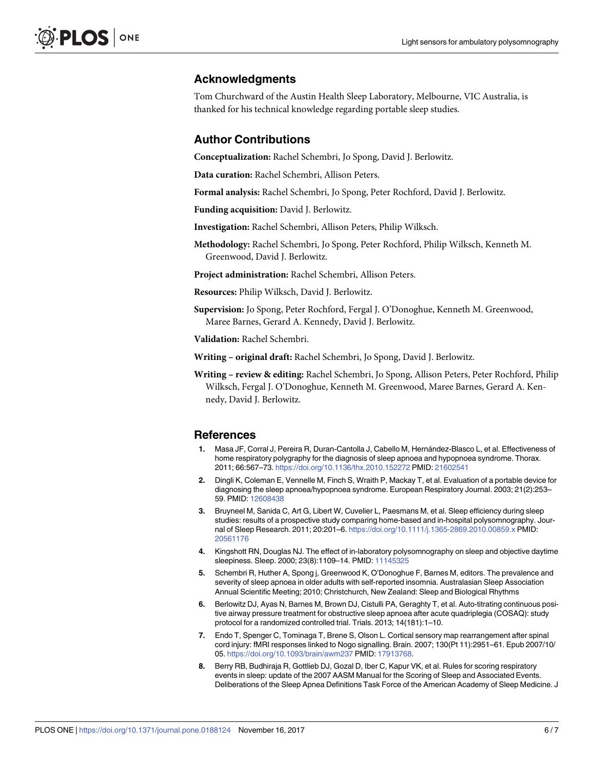## Acknowledgments

Tom Churchward of the Austin Health Sleep Laboratory, Melbourne, VIC Australia, is thanked for his technical knowledge regarding portable sleep studies.

## Author Contributions

**Conceptualization:** Rachel Schembri, Jo Spong, David J. Berlowitz.

**Data curation:** Rachel Schembri, Allison Peters.

**Formal analysis:** Rachel Schembri, Jo Spong, Peter Rochford, David J. Berlowitz.

**Funding acquisition:** David J. Berlowitz.

**Investigation:** Rachel Schembri, Allison Peters, Philip Wilksch.

**Methodology:** Rachel Schembri, Jo Spong, Peter Rochford, Philip Wilksch, Kenneth M. Greenwood, David J. Berlowitz.

**Project administration:** Rachel Schembri, Allison Peters.

**Resources:** Philip Wilksch, David J. Berlowitz.

**Supervision:** Jo Spong, Peter Rochford, Fergal J. O'Donoghue, Kenneth M. Greenwood, Maree Barnes, Gerard A. Kennedy, David J. Berlowitz.

**Validation:** Rachel Schembri.

**Writing – original draft:** Rachel Schembri, Jo Spong, David J. Berlowitz.

**Writing – review & editing:** Rachel Schembri, Jo Spong, Allison Peters, Peter Rochford, Philip Wilksch, Fergal J. O'Donoghue, Kenneth M. Greenwood, Maree Barnes, Gerard A. Kennedy, David J. Berlowitz.

## References

1. Masa JF, Corral J, Pereira R, Duran-Cantolla J, Cabello M, Hernández-Blasco L, et al. Effectiveness of home respiratory polygraphy for the diagnosis of sleep apnoea and hypopnoea syndrome. Thorax. 2011; 66:567–73. https://doi.org/10.1136/thx.2010.152272 PMID: 21602541
2. Dingli K, Coleman E, Vennelle M, Finch S, Wraith P, Mackay T, et al. Evaluation of a portable device for diagnosing the sleep apnoea/hypopnoea syndrome. European Respiratory Journal. 2003; 21(2):253–59. PMID: 12608438
3. Bruyneel M, Sanida C, Art G, Libert W, Cuvelier L, Paesmans M, et al. Sleep efficiency during sleep studies: results of a prospective study comparing home-based and in-hospital polysomnography. Journal of Sleep Research. 2011; 20:201–6. https://doi.org/10.1111/j.1365-2869.2010.00859.x PMID: 20561176
4. Kingshott RN, Douglas NJ. The effect of in-laboratory polysomnography on sleep and objective daytime sleepiness. Sleep. 2000; 23(8):1109–14. PMID: 11145325
5. Schembri R, Huther A, Spong j, Greenwood K, O'Donoghue F, Barnes M, editors. The prevalence and severity of sleep apnoea in older adults with self-reported insomnia. Australasian Sleep Association Annual Scientific Meeting; 2010; Christchurch, New Zealand: Sleep and Biological Rhythms
6. Berlowitz DJ, Ayas N, Barnes M, Brown DJ, Cistulli PA, Geraghty T, et al. Auto-titrating continuous positive airway pressure treatment for obstructive sleep apnoea after acute quadriplegia (COSAQ): study protocol for a randomized controlled trial. Trials. 2013; 14(181):1–10.
7. Endo T, Spenger C, Tominaga T, Brene S, Olson L. Cortical sensory map rearrangement after spinal cord injury: fMRI responses linked to Nogo signalling. Brain. 2007; 130(Pt 11):2951–61. Epub 2007/10/05. https://doi.org/10.1093/brain/awm237 PMID: 17913768.
8. Berry RB, Budhiraja R, Gottlieb DJ, Gozal D, Iber C, Kapur VK, et al. Rules for scoring respiratory events in sleep: update of the 2007 AASM Manual for the Scoring of Sleep and Associated Events. Deliberations of the Sleep Apnea Definitions Task Force of the American Academy of Sleep Medicine. J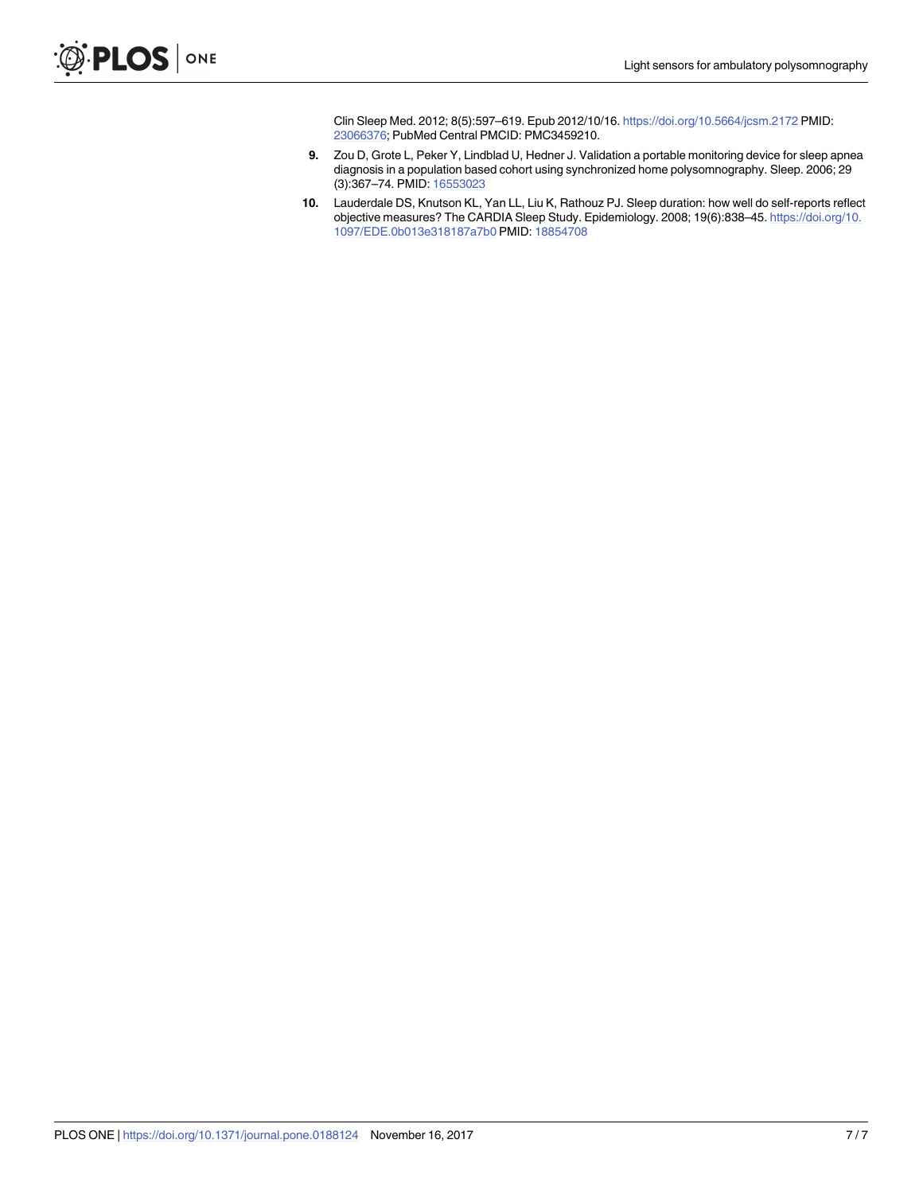Clin Sleep Med. 2012; 8(5):597–619. Epub 2012/10/16. https://doi.org/10.5664/jcsm.2172 PMID: 23066376; PubMed Central PMCID: PMC3459210.

9. Zou D, Grote L, Peker Y, Lindblad U, Hedner J. Validation a portable monitoring device for sleep apnea diagnosis in a population based cohort using synchronized home polysomnography. Sleep. 2006; 29 (3):367–74. PMID: 16553023

10. Lauderdale DS, Knutson KL, Yan LL, Liu K, Rathouz PJ. Sleep duration: how well do self-reports reflect objective measures? The CARDIA Sleep Study. Epidemiology. 2008; 19(6):838–45. https://doi.org/10.1097/EDE.0b013e318187a7b0 PMID: 18854708